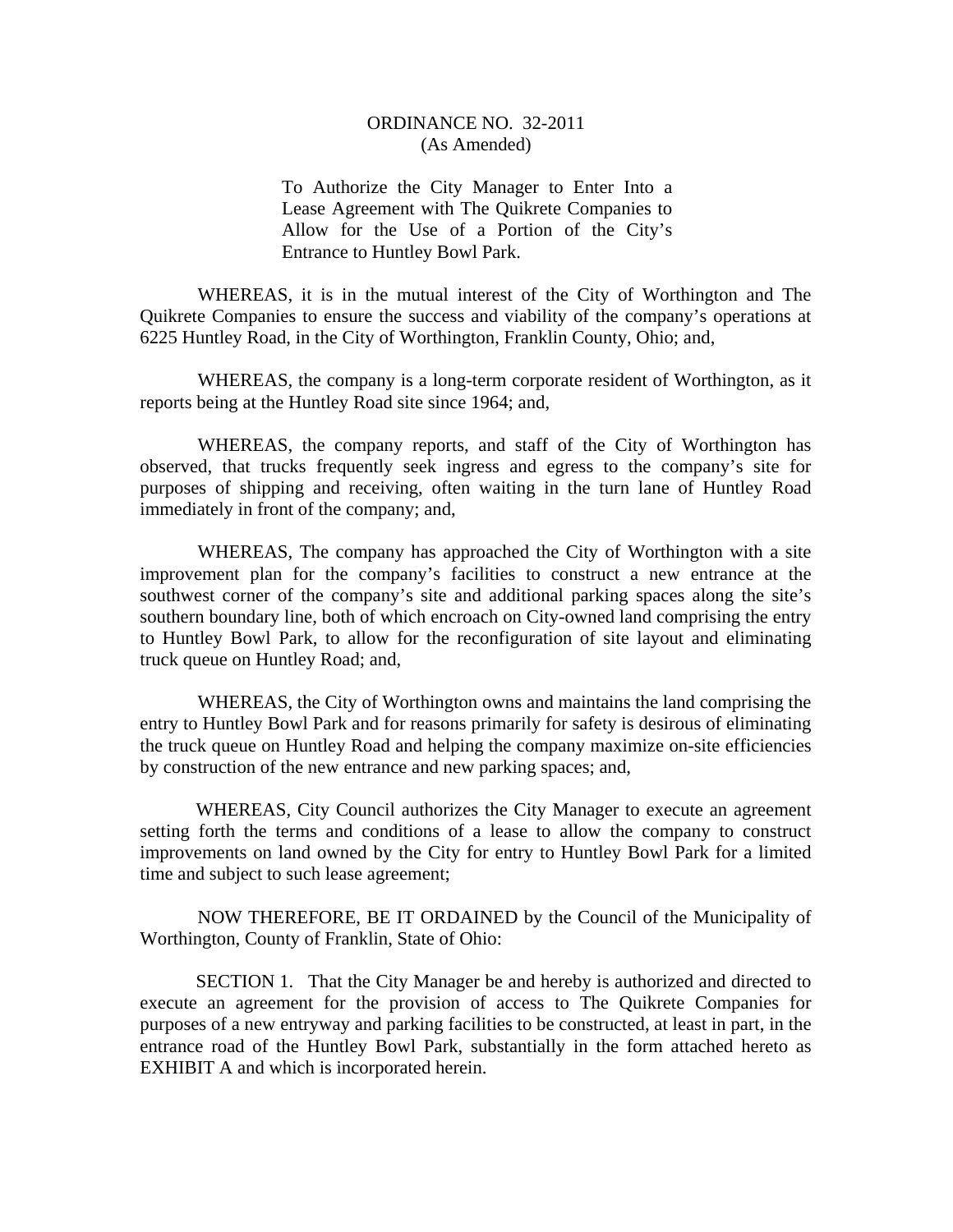# ORDINANCE NO. 32-2011
(As Amended)

To Authorize the City Manager to Enter Into a Lease Agreement with The Quikrete Companies to Allow for the Use of a Portion of the City's Entrance to Huntley Bowl Park.

WHEREAS, it is in the mutual interest of the City of Worthington and The Quikrete Companies to ensure the success and viability of the company's operations at 6225 Huntley Road, in the City of Worthington, Franklin County, Ohio; and,

WHEREAS, the company is a long-term corporate resident of Worthington, as it reports being at the Huntley Road site since 1964; and,

WHEREAS, the company reports, and staff of the City of Worthington has observed, that trucks frequently seek ingress and egress to the company's site for purposes of shipping and receiving, often waiting in the turn lane of Huntley Road immediately in front of the company; and,

WHEREAS, The company has approached the City of Worthington with a site improvement plan for the company's facilities to construct a new entrance at the southwest corner of the company's site and additional parking spaces along the site's southern boundary line, both of which encroach on City-owned land comprising the entry to Huntley Bowl Park, to allow for the reconfiguration of site layout and eliminating truck queue on Huntley Road; and,

WHEREAS, the City of Worthington owns and maintains the land comprising the entry to Huntley Bowl Park and for reasons primarily for safety is desirous of eliminating the truck queue on Huntley Road and helping the company maximize on-site efficiencies by construction of the new entrance and new parking spaces; and,

WHEREAS, City Council authorizes the City Manager to execute an agreement setting forth the terms and conditions of a lease to allow the company to construct improvements on land owned by the City for entry to Huntley Bowl Park for a limited time and subject to such lease agreement;

NOW THEREFORE, BE IT ORDAINED by the Council of the Municipality of Worthington, County of Franklin, State of Ohio:

SECTION 1. That the City Manager be and hereby is authorized and directed to execute an agreement for the provision of access to The Quikrete Companies for purposes of a new entryway and parking facilities to be constructed, at least in part, in the entrance road of the Huntley Bowl Park, substantially in the form attached hereto as EXHIBIT A and which is incorporated herein.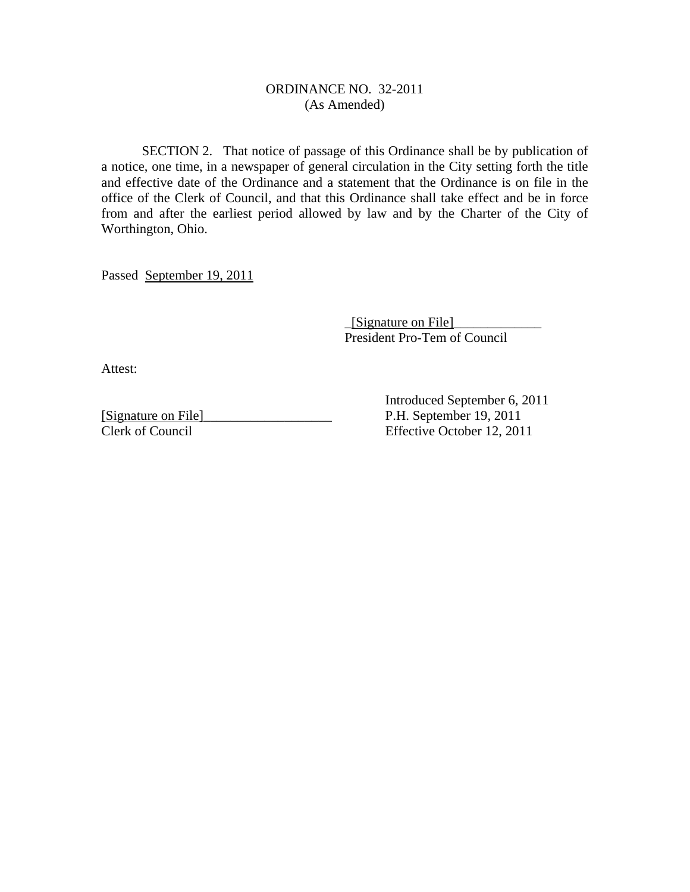ORDINANCE NO. 32-2011
(As Amended)

SECTION 2. That notice of passage of this Ordinance shall be by publication of a notice, one time, in a newspaper of general circulation in the City setting forth the title and effective date of the Ordinance and a statement that the Ordinance is on file in the office of the Clerk of Council, and that this Ordinance shall take effect and be in force from and after the earliest period allowed by law and by the Charter of the City of Worthington, Ohio.

Passed September 19, 2011

_[Signature on File]_____________
President Pro-Tem of Council

Attest:

[Signature on File]___________________
Clerk of Council

Introduced September 6, 2011
P.H. September 19, 2011
Effective October 12, 2011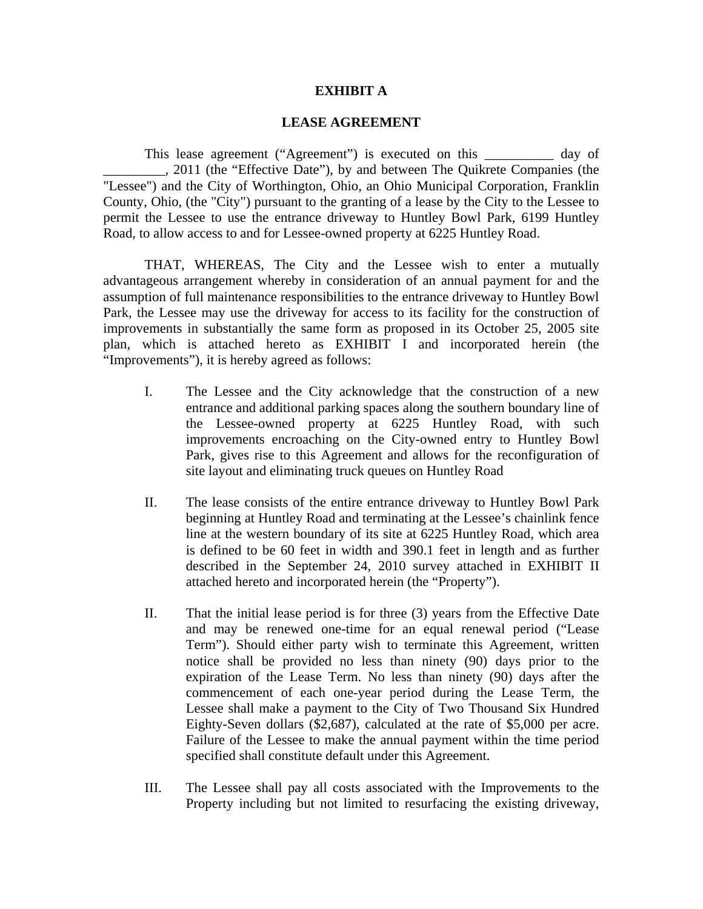**EXHIBIT A**

**LEASE AGREEMENT**

This lease agreement ("Agreement") is executed on this __________ day of _________, 2011 (the "Effective Date"), by and between The Quikrete Companies (the "Lessee") and the City of Worthington, Ohio, an Ohio Municipal Corporation, Franklin County, Ohio, (the "City") pursuant to the granting of a lease by the City to the Lessee to permit the Lessee to use the entrance driveway to Huntley Bowl Park, 6199 Huntley Road, to allow access to and for Lessee-owned property at 6225 Huntley Road.

THAT, WHEREAS, The City and the Lessee wish to enter a mutually advantageous arrangement whereby in consideration of an annual payment for and the assumption of full maintenance responsibilities to the entrance driveway to Huntley Bowl Park, the Lessee may use the driveway for access to its facility for the construction of improvements in substantially the same form as proposed in its October 25, 2005 site plan, which is attached hereto as EXHIBIT I and incorporated herein (the "Improvements"), it is hereby agreed as follows:

I. The Lessee and the City acknowledge that the construction of a new entrance and additional parking spaces along the southern boundary line of the Lessee-owned property at 6225 Huntley Road, with such improvements encroaching on the City-owned entry to Huntley Bowl Park, gives rise to this Agreement and allows for the reconfiguration of site layout and eliminating truck queues on Huntley Road

II. The lease consists of the entire entrance driveway to Huntley Bowl Park beginning at Huntley Road and terminating at the Lessee's chainlink fence line at the western boundary of its site at 6225 Huntley Road, which area is defined to be 60 feet in width and 390.1 feet in length and as further described in the September 24, 2010 survey attached in EXHIBIT II attached hereto and incorporated herein (the "Property").

II. That the initial lease period is for three (3) years from the Effective Date and may be renewed one-time for an equal renewal period ("Lease Term"). Should either party wish to terminate this Agreement, written notice shall be provided no less than ninety (90) days prior to the expiration of the Lease Term. No less than ninety (90) days after the commencement of each one-year period during the Lease Term, the Lessee shall make a payment to the City of Two Thousand Six Hundred Eighty-Seven dollars ($2,687), calculated at the rate of $5,000 per acre. Failure of the Lessee to make the annual payment within the time period specified shall constitute default under this Agreement.

III. The Lessee shall pay all costs associated with the Improvements to the Property including but not limited to resurfacing the existing driveway,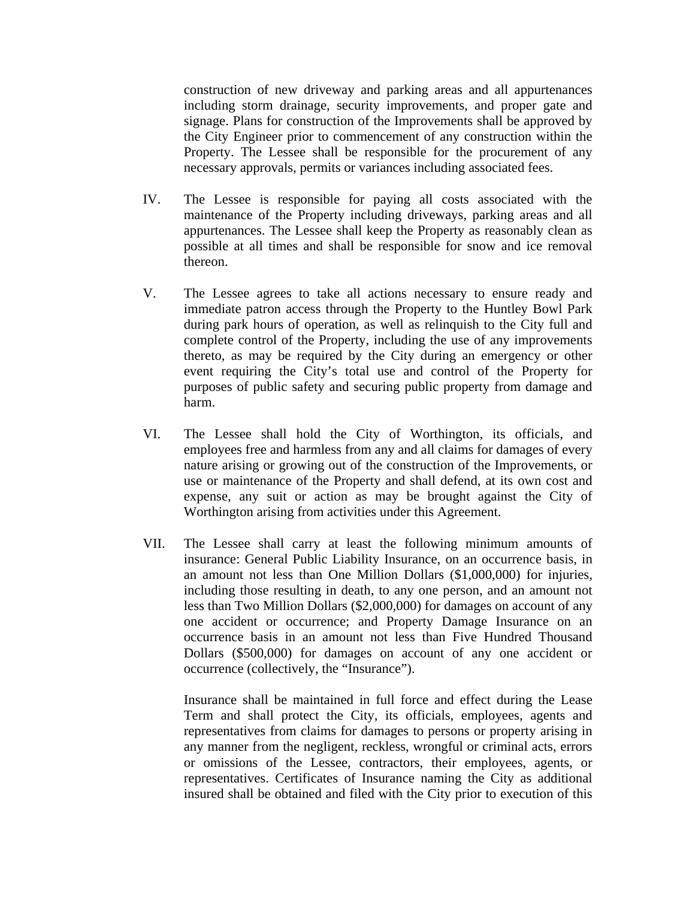construction of new driveway and parking areas and all appurtenances including storm drainage, security improvements, and proper gate and signage. Plans for construction of the Improvements shall be approved by the City Engineer prior to commencement of any construction within the Property. The Lessee shall be responsible for the procurement of any necessary approvals, permits or variances including associated fees.

IV. The Lessee is responsible for paying all costs associated with the maintenance of the Property including driveways, parking areas and all appurtenances. The Lessee shall keep the Property as reasonably clean as possible at all times and shall be responsible for snow and ice removal thereon.

V. The Lessee agrees to take all actions necessary to ensure ready and immediate patron access through the Property to the Huntley Bowl Park during park hours of operation, as well as relinquish to the City full and complete control of the Property, including the use of any improvements thereto, as may be required by the City during an emergency or other event requiring the City's total use and control of the Property for purposes of public safety and securing public property from damage and harm.

VI. The Lessee shall hold the City of Worthington, its officials, and employees free and harmless from any and all claims for damages of every nature arising or growing out of the construction of the Improvements, or use or maintenance of the Property and shall defend, at its own cost and expense, any suit or action as may be brought against the City of Worthington arising from activities under this Agreement.

VII. The Lessee shall carry at least the following minimum amounts of insurance: General Public Liability Insurance, on an occurrence basis, in an amount not less than One Million Dollars ($1,000,000) for injuries, including those resulting in death, to any one person, and an amount not less than Two Million Dollars ($2,000,000) for damages on account of any one accident or occurrence; and Property Damage Insurance on an occurrence basis in an amount not less than Five Hundred Thousand Dollars ($500,000) for damages on account of any one accident or occurrence (collectively, the "Insurance").

Insurance shall be maintained in full force and effect during the Lease Term and shall protect the City, its officials, employees, agents and representatives from claims for damages to persons or property arising in any manner from the negligent, reckless, wrongful or criminal acts, errors or omissions of the Lessee, contractors, their employees, agents, or representatives. Certificates of Insurance naming the City as additional insured shall be obtained and filed with the City prior to execution of this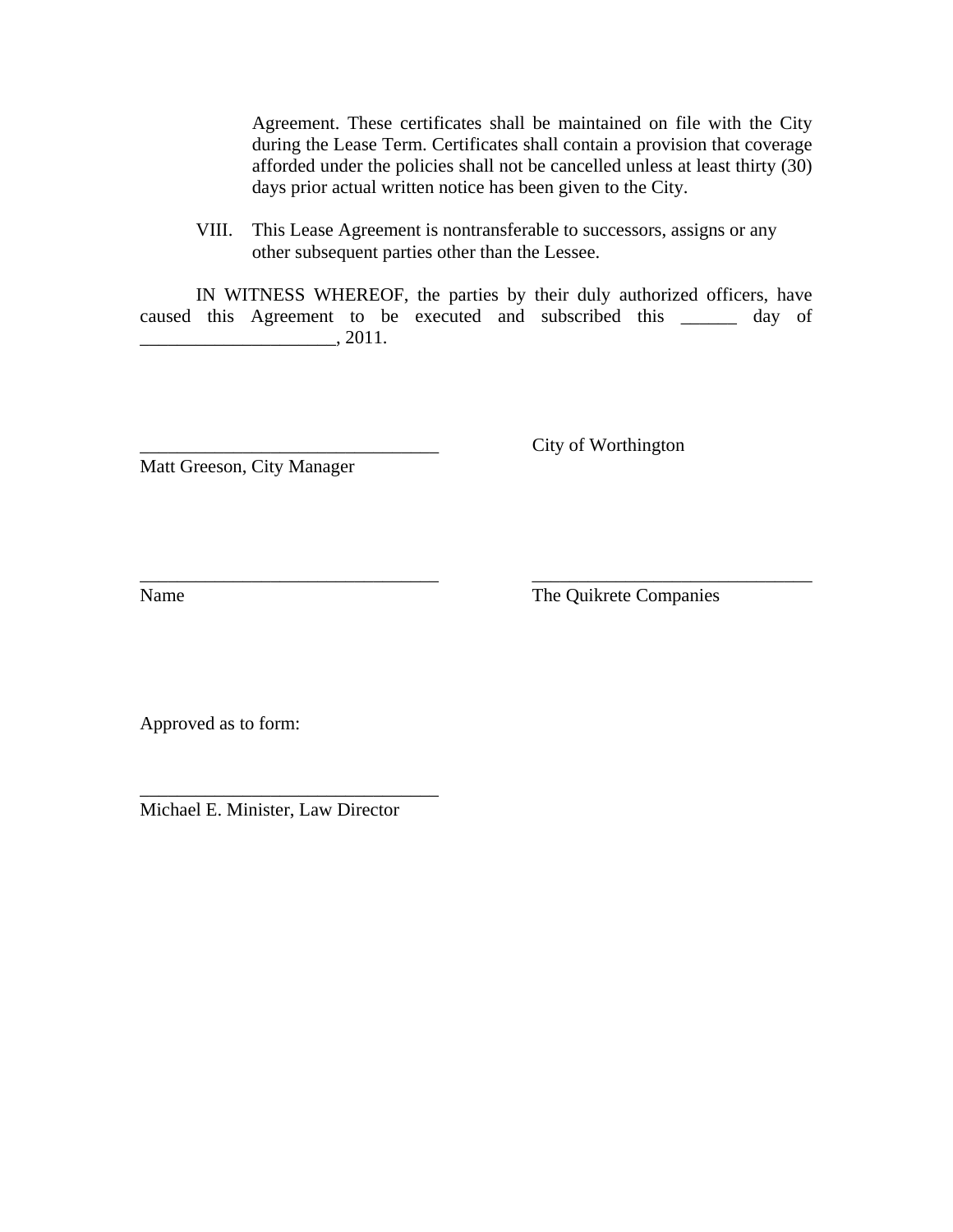Agreement. These certificates shall be maintained on file with the City during the Lease Term. Certificates shall contain a provision that coverage afforded under the policies shall not be cancelled unless at least thirty (30) days prior actual written notice has been given to the City.

VIII. This Lease Agreement is nontransferable to successors, assigns or any other subsequent parties other than the Lessee.

IN WITNESS WHEREOF, the parties by their duly authorized officers, have caused this Agreement to be executed and subscribed this ______ day of _____________________, 2011.

________________________________ City of Worthington
Matt Greeson, City Manager

________________________________ ______________________________
Name The Quikrete Companies

Approved as to form:

________________________________
Michael E. Minister, Law Director